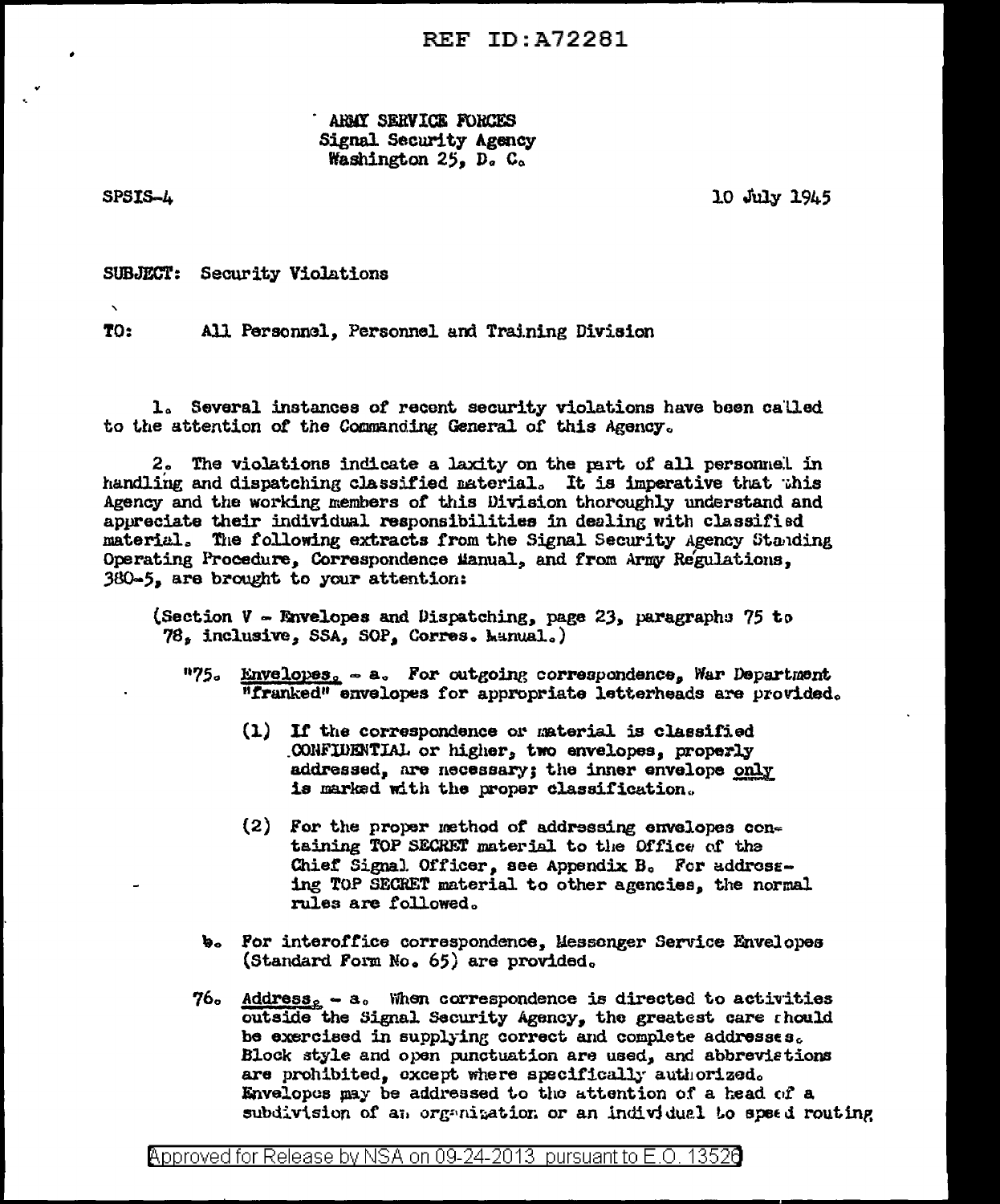ARMY SERVICE FORCES
Signal Security Agency
Washington 25, D. C.

SPSIS-4

10 July 1945

SUBJECT: Security Violations

TO: All Personnel, Personnel and Training Division

1. Several instances of recent security violations have been called to the attention of the Commanding General of this Agency.

2. The violations indicate a laxity on the part of all personnel in handling and dispatching classified material. It is imperative that this Agency and the working members of this Division thoroughly understand and appreciate their individual responsibilities in dealing with classified material. The following extracts from the Signal Security Agency Standing Operating Procedure, Correspondence Manual, and from Army Regulations, 380-5, are brought to your attention:

(Section V - Envelopes and Dispatching, page 23, paragraphs 75 to 78, inclusive, SSA, SOP, Corres. Manual.)

"75. Envelopes. - a. For outgoing correspondence, War Department "franked" envelopes for appropriate letterheads are provided.

(1) If the correspondence or material is classified CONFIDENTIAL or higher, two envelopes, properly addressed, are necessary; the inner envelope only is marked with the proper classification.

(2) For the proper method of addressing envelopes containing TOP SECRET material to the Office of the Chief Signal Officer, see Appendix B. For addressing TOP SECRET material to other agencies, the normal rules are followed.

b. For interoffice correspondence, Messenger Service Envelopes (Standard Form No. 65) are provided.

76. Address. - a. When correspondence is directed to activities outside the Signal Security Agency, the greatest care should be exercised in supplying correct and complete addresses. Block style and open punctuation are used, and abbreviations are prohibited, except where specifically authorized. Envelopes may be addressed to the attention of a head of a subdivision of an organization or an individual to speed routing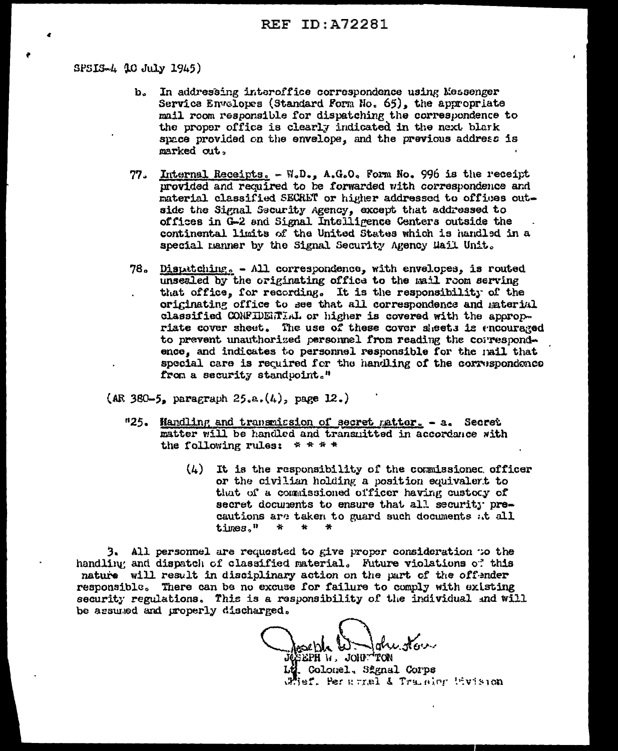SPSIS-4 (10 July 1945)

b. In addressing interoffice correspondence using Messenger Service Envelopes (Standard Form No. 65), the appropriate mail room responsible for dispatching the correspondence to the proper office is clearly indicated in the next blank space provided on the envelope, and the previous address is marked out.

77. Internal Receipts. - W.D., A.G.O. Form No. 996 is the receipt provided and required to be forwarded with correspondence and material classified SECRET or higher addressed to offices outside the Signal Security Agency, except that addressed to offices in G-2 and Signal Intelligence Centers outside the continental limits of the United States which is handled in a special manner by the Signal Security Agency Mail Unit.

78. Dispatching. - All correspondence, with envelopes, is routed unsealed by the originating office to the mail room serving that office, for recording. It is the responsibility of the originating office to see that all correspondence and material classified CONFIDENTIAL or higher is covered with the appropriate cover sheet. The use of these cover sheets is encouraged to prevent unauthorized personnel from reading the correspondence, and indicates to personnel responsible for the mail that special care is required for the handling of the correspondence from a security standpoint."

(AR 380-5, paragraph 25.a.(4), page 12.)

"25. Handling and transmission of secret matter. - a. Secret matter will be handled and transmitted in accordance with the following rules: * * * *

(4) It is the responsibility of the commissioned officer or the civilian holding a position equivalent to that of a commissioned officer having custody of secret documents to ensure that all security precautions are taken to guard such documents at all times." * * *

3. All personnel are requested to give proper consideration to the handling and dispatch of classified material. Future violations of this nature will result in disciplinary action on the part of the offender responsible. There can be no excuse for failure to comply with existing security regulations. This is a responsibility of the individual and will be assumed and properly discharged.

Joseph W. Johnston
JOSEPH W. JOHNSTON
Lt. Colonel, Signal Corps
Chief, Personnel & Training Division